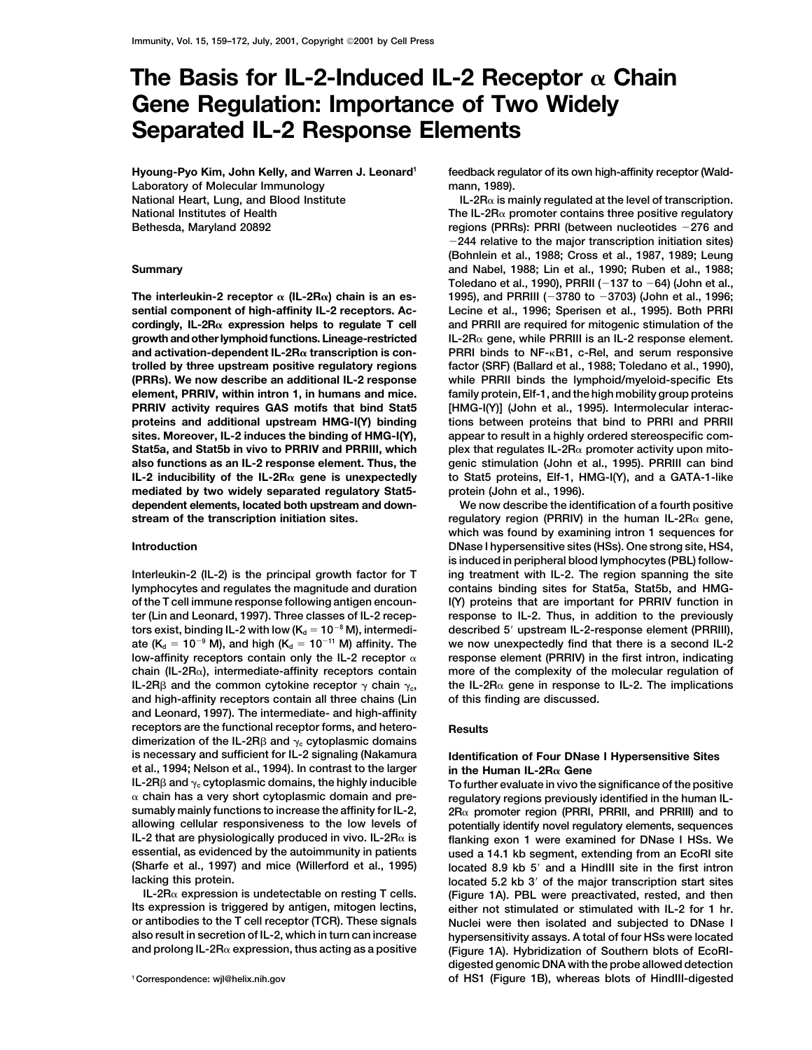# The Basis for IL-2-Induced IL-2 Receptor α Chain Gene Regulation: Importance of Two Widely Separated IL-2 Response Elements

**Hyoung-Pyo Kim, John Kelly, and Warren J. Leonard[1]**
Laboratory of Molecular Immunology
National Heart, Lung, and Blood Institute
National Institutes of Health
Bethesda, Maryland 20892

## Summary

**The interleukin-2 receptor α (IL-2Rα) chain is an essential component of high-affinity IL-2 receptors. Accordingly, IL-2Rα expression helps to regulate T cell growth and other lymphoid functions. Lineage-restricted and activation-dependent IL-2Rα transcription is controlled by three upstream positive regulatory regions (PRRs). We now describe an additional IL-2 response element, PRRIV, within intron 1, in humans and mice. PRRIV activity requires GAS motifs that bind Stat5 proteins and additional upstream HMG-I(Y) binding sites. Moreover, IL-2 induces the binding of HMG-I(Y), Stat5a, and Stat5b in vivo to PRRIV and PRRIII, which also functions as an IL-2 response element. Thus, the IL-2 inducibility of the IL-2Rα gene is unexpectedly mediated by two widely separated regulatory Stat5-dependent elements, located both upstream and downstream of the transcription initiation sites.**

## Introduction

Interleukin-2 (IL-2) is the principal growth factor for T lymphocytes and regulates the magnitude and duration of the T cell immune response following antigen encounter (Lin and Leonard, 1997). Three classes of IL-2 receptors exist, binding IL-2 with low ($K_d = 10^{-8}$ M), intermediate ($K_d = 10^{-9}$ M), and high ($K_d = 10^{-11}$ M) affinity. The low-affinity receptors contain only the IL-2 receptor α chain (IL-2Rα), intermediate-affinity receptors contain IL-2Rβ and the common cytokine receptor γ chain $\gamma_c$, and high-affinity receptors contain all three chains (Lin and Leonard, 1997). The intermediate- and high-affinity receptors are the functional receptor forms, and heterodimerization of the IL-2Rβ and $\gamma_c$ cytoplasmic domains is necessary and sufficient for IL-2 signaling (Nakamura et al., 1994; Nelson et al., 1994). In contrast to the larger IL-2Rβ and $\gamma_c$ cytoplasmic domains, the highly inducible α chain has a very short cytoplasmic domain and presumably mainly functions to increase the affinity for IL-2, allowing cellular responsiveness to the low levels of IL-2 that are physiologically produced in vivo. IL-2Rα is essential, as evidenced by the autoimmunity in patients (Sharfe et al., 1997) and mice (Willerford et al., 1995) lacking this protein.

IL-2Rα expression is undetectable on resting T cells. Its expression is triggered by antigen, mitogen lectins, or antibodies to the T cell receptor (TCR). These signals also result in secretion of IL-2, which in turn can increase and prolong IL-2Rα expression, thus acting as a positive feedback regulator of its own high-affinity receptor (Waldmann, 1989).

IL-2Rα is mainly regulated at the level of transcription. The IL-2Rα promoter contains three positive regulatory regions (PRRs): PRRI (between nucleotides −276 and −244 relative to the major transcription initiation sites) (Bohnlein et al., 1988; Cross et al., 1987, 1989; Leung and Nabel, 1988; Lin et al., 1990; Ruben et al., 1988; Toledano et al., 1990), PRRII (−137 to −64) (John et al., 1995), and PRRIII (−3780 to −3703) (John et al., 1996; Lecine et al., 1996; Sperisen et al., 1995). Both PRRI and PRRII are required for mitogenic stimulation of the IL-2Rα gene, while PRRIII is an IL-2 response element. PRRI binds to NF-κB1, c-Rel, and serum responsive factor (SRF) (Ballard et al., 1988; Toledano et al., 1990), while PRRII binds the lymphoid/myeloid-specific Ets family protein, Elf-1, and the high mobility group proteins [HMG-I(Y)] (John et al., 1995). Intermolecular interactions between proteins that bind to PRRI and PRRII appear to result in a highly ordered stereospecific complex that regulates IL-2Rα promoter activity upon mitogenic stimulation (John et al., 1995). PRRIII can bind to Stat5 proteins, Elf-1, HMG-I(Y), and a GATA-1-like protein (John et al., 1996).

We now describe the identification of a fourth positive regulatory region (PRRIV) in the human IL-2Rα gene, which was found by examining intron 1 sequences for DNase I hypersensitive sites (HSs). One strong site, HS4, is induced in peripheral blood lymphocytes (PBL) following treatment with IL-2. The region spanning the site contains binding sites for Stat5a, Stat5b, and HMG-I(Y) proteins that are important for PRRIV function in response to IL-2. Thus, in addition to the previously described 5′ upstream IL-2-response element (PRRIII), we now unexpectedly find that there is a second IL-2 response element (PRRIV) in the first intron, indicating more of the complexity of the molecular regulation of the IL-2Rα gene in response to IL-2. The implications of this finding are discussed.

## Results

### Identification of Four DNase I Hypersensitive Sites in the Human IL-2Rα Gene

To further evaluate in vivo the significance of the positive regulatory regions previously identified in the human IL-2Rα promoter region (PRRI, PRRII, and PRRIII) and to potentially identify novel regulatory elements, sequences flanking exon 1 were examined for DNase I HSs. We used a 14.1 kb segment, extending from an EcoRI site located 8.9 kb 5′ and a HindIII site in the first intron located 5.2 kb 3′ of the major transcription start sites (Figure 1A). PBL were preactivated, rested, and then either not stimulated or stimulated with IL-2 for 1 hr. Nuclei were then isolated and subjected to DNase I hypersensitivity assays. A total of four HSs were located (Figure 1A). Hybridization of Southern blots of EcoRI-digested genomic DNA with the probe allowed detection of HS1 (Figure 1B), whereas blots of HindIII-digested

[1] Correspondence: wjl@helix.nih.gov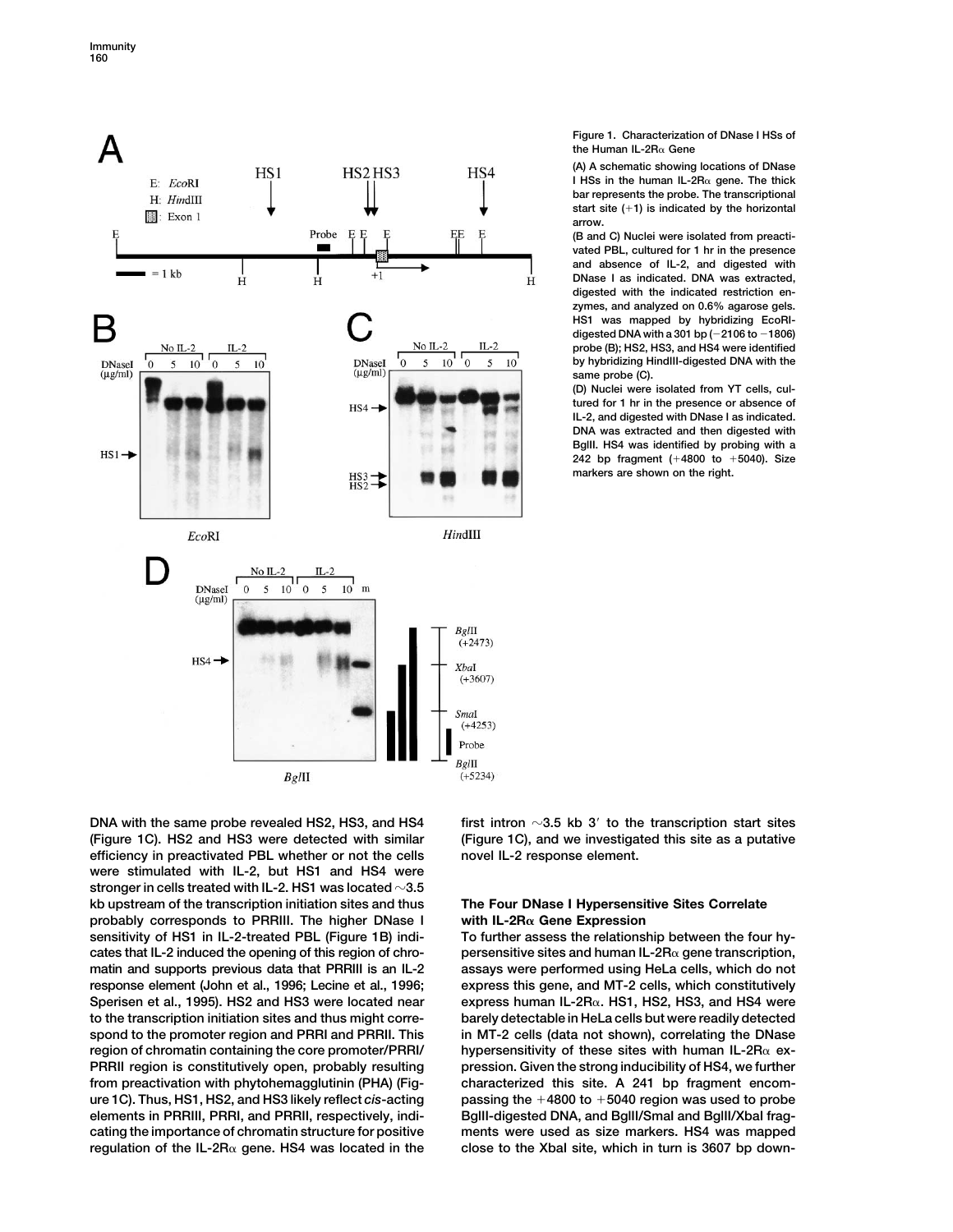Figure 1. Characterization of DNase I HSs of the Human IL-2Rα Gene

(A) A schematic showing locations of DNase I HSs in the human IL-2Rα gene. The thick bar represents the probe. The transcriptional start site (+1) is indicated by the horizontal arrow.

(B and C) Nuclei were isolated from preactivated PBL, cultured for 1 hr in the presence and absence of IL-2, and digested with DNase I as indicated. DNA was extracted, digested with the indicated restriction enzymes, and analyzed on 0.6% agarose gels. HS1 was mapped by hybridizing EcoRI-digested DNA with a 301 bp (−2106 to −1806) probe (B); HS2, HS3, and HS4 were identified by hybridizing HindIII-digested DNA with the same probe (C).

(D) Nuclei were isolated from YT cells, cultured for 1 hr in the presence or absence of IL-2, and digested with DNase I as indicated. DNA was extracted and then digested with BglII. HS4 was identified by probing with a 242 bp fragment (+4800 to +5040). Size markers are shown on the right.

DNA with the same probe revealed HS2, HS3, and HS4 (Figure 1C). HS2 and HS3 were detected with similar efficiency in preactivated PBL whether or not the cells were stimulated with IL-2, but HS1 and HS4 were stronger in cells treated with IL-2. HS1 was located ~3.5 kb upstream of the transcription initiation sites and thus probably corresponds to PRRIII. The higher DNase I sensitivity of HS1 in IL-2-treated PBL (Figure 1B) indicates that IL-2 induced the opening of this region of chromatin and supports previous data that PRRIII is an IL-2 response element (John et al., 1996; Lecine et al., 1996; Sperisen et al., 1995). HS2 and HS3 were located near to the transcription initiation sites and thus might correspond to the promoter region and PRRI and PRRII. This region of chromatin containing the core promoter/PRRI/PRRII region is constitutively open, probably resulting from preactivation with phytohemagglutinin (PHA) (Figure 1C). Thus, HS1, HS2, and HS3 likely reflect *cis*-acting elements in PRRIII, PRRI, and PRRII, respectively, indicating the importance of chromatin structure for positive regulation of the IL-2Rα gene. HS4 was located in the first intron ~3.5 kb 3′ to the transcription start sites (Figure 1C), and we investigated this site as a putative novel IL-2 response element.

## The Four DNase I Hypersensitive Sites Correlate with IL-2Rα Gene Expression

To further assess the relationship between the four hypersensitive sites and human IL-2Rα gene transcription, assays were performed using HeLa cells, which do not express this gene, and MT-2 cells, which constitutively express human IL-2Rα. HS1, HS2, HS3, and HS4 were barely detectable in HeLa cells but were readily detected in MT-2 cells (data not shown), correlating the DNase hypersensitivity of these sites with human IL-2Rα expression. Given the strong inducibility of HS4, we further characterized this site. A 241 bp fragment encompassing the +4800 to +5040 region was used to probe BglII-digested DNA, and BglII/SmaI and BglII/XbaI fragments were used as size markers. HS4 was mapped close to the XbaI site, which in turn is 3607 bp down-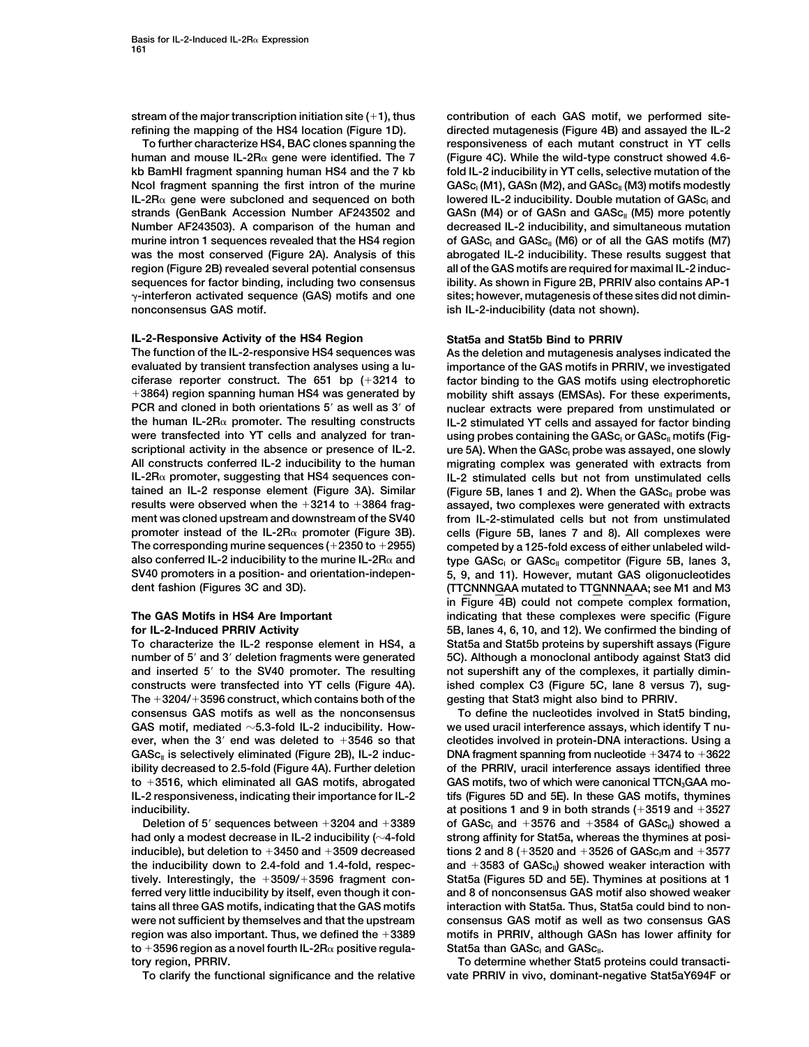stream of the major transcription initiation site (+1), thus refining the mapping of the HS4 location (Figure 1D).

To further characterize HS4, BAC clones spanning the human and mouse IL-2Rα gene were identified. The 7 kb BamHI fragment spanning human HS4 and the 7 kb NcoI fragment spanning the first intron of the murine IL-2Rα gene were subcloned and sequenced on both strands (GenBank Accession Number AF243502 and Number AF243503). A comparison of the human and murine intron 1 sequences revealed that the HS4 region was the most conserved (Figure 2A). Analysis of this region (Figure 2B) revealed several potential consensus sequences for factor binding, including two consensus γ-interferon activated sequence (GAS) motifs and one nonconsensus GAS motif.

## IL-2-Responsive Activity of the HS4 Region

The function of the IL-2-responsive HS4 sequences was evaluated by transient transfection analyses using a luciferase reporter construct. The 651 bp (+3214 to +3864) region spanning human HS4 was generated by PCR and cloned in both orientations 5′ as well as 3′ of the human IL-2Rα promoter. The resulting constructs were transfected into YT cells and analyzed for transcriptional activity in the absence or presence of IL-2. All constructs conferred IL-2 inducibility to the human IL-2Rα promoter, suggesting that HS4 sequences contained an IL-2 response element (Figure 3A). Similar results were observed when the +3214 to +3864 fragment was cloned upstream and downstream of the SV40 promoter instead of the IL-2Rα promoter (Figure 3B). The corresponding murine sequences (+2350 to +2955) also conferred IL-2 inducibility to the murine IL-2Rα and SV40 promoters in a position- and orientation-independent fashion (Figures 3C and 3D).

## The GAS Motifs in HS4 Are Important for IL-2-Induced PRRIV Activity

To characterize the IL-2 response element in HS4, a number of 5′ and 3′ deletion fragments were generated and inserted 5′ to the SV40 promoter. The resulting constructs were transfected into YT cells (Figure 4A). The +3204/+3596 construct, which contains both of the consensus GAS motifs as well as the nonconsensus GAS motif, mediated ~5.3-fold IL-2 inducibility. However, when the 3′ end was deleted to +3546 so that $GASc_{II}$ is selectively eliminated (Figure 2B), IL-2 inducibility decreased to 2.5-fold (Figure 4A). Further deletion to +3516, which eliminated all GAS motifs, abrogated IL-2 responsiveness, indicating their importance for IL-2 inducibility.

Deletion of 5′ sequences between +3204 and +3389 had only a modest decrease in IL-2 inducibility (~4-fold inducible), but deletion to +3450 and +3509 decreased the inducibility down to 2.4-fold and 1.4-fold, respectively. Interestingly, the +3509/+3596 fragment conferred very little inducibility by itself, even though it contains all three GAS motifs, indicating that the GAS motifs were not sufficient by themselves and that the upstream region was also important. Thus, we defined the +3389 to +3596 region as a novel fourth IL-2Rα positive regulatory region, PRRIV.

To clarify the functional significance and the relative contribution of each GAS motif, we performed site-directed mutagenesis (Figure 4B) and assayed the IL-2 responsiveness of each mutant construct in YT cells (Figure 4C). While the wild-type construct showed 4.6-fold IL-2 inducibility in YT cells, selective mutation of the $GASc_{I}$ (M1), GASn (M2), and $GASc_{II}$ (M3) motifs modestly lowered IL-2 inducibility. Double mutation of $GASc_{I}$ and GASn (M4) or of GASn and $GASc_{II}$ (M5) more potently decreased IL-2 inducibility, and simultaneous mutation of $GASc_{I}$ and $GASc_{II}$ (M6) or of all the GAS motifs (M7) abrogated IL-2 inducibility. These results suggest that all of the GAS motifs are required for maximal IL-2 inducibility. As shown in Figure 2B, PRRIV also contains AP-1 sites; however, mutagenesis of these sites did not diminish IL-2-inducibility (data not shown).

## Stat5a and Stat5b Bind to PRRIV

As the deletion and mutagenesis analyses indicated the importance of the GAS motifs in PRRIV, we investigated factor binding to the GAS motifs using electrophoretic mobility shift assays (EMSAs). For these experiments, nuclear extracts were prepared from unstimulated or IL-2 stimulated YT cells and assayed for factor binding using probes containing the $GASc_{I}$ or $GASc_{II}$ motifs (Figure 5A). When the $GASc_{I}$ probe was assayed, one slowly migrating complex was generated with extracts from IL-2 stimulated cells but not from unstimulated cells (Figure 5B, lanes 1 and 2). When the $GASc_{II}$ probe was assayed, two complexes were generated with extracts from IL-2-stimulated cells but not from unstimulated cells (Figure 5B, lanes 7 and 8). All complexes were competed by a 125-fold excess of either unlabeled wild-type $GASc_{I}$ or $GASc_{II}$ competitor (Figure 5B, lanes 3, 5, 9, and 11). However, mutant GAS oligonucleotides (TTCNNNGAA mutated to TTGNNNAAA; see M1 and M3 in Figure 4B) could not compete complex formation, indicating that these complexes were specific (Figure 5B, lanes 4, 6, 10, and 12). We confirmed the binding of Stat5a and Stat5b proteins by supershift assays (Figure 5C). Although a monoclonal antibody against Stat3 did not supershift any of the complexes, it partially diminished complex C3 (Figure 5C, lane 8 versus 7), suggesting that Stat3 might also bind to PRRIV.

To define the nucleotides involved in Stat5 binding, we used uracil interference assays, which identify T nucleotides involved in protein-DNA interactions. Using a DNA fragment spanning from nucleotide +3474 to +3622 of the PRRIV, uracil interference assays identified three GAS motifs, two of which were canonical $TTCN_3GAA$ motifs (Figures 5D and 5E). In these GAS motifs, thymines at positions 1 and 9 in both strands (+3519 and +3527 of $GASc_{I}$ and +3576 and +3584 of $GASc_{II}$) showed a strong affinity for Stat5a, whereas the thymines at positions 2 and 8 (+3520 and +3526 of $GASc_{I}$m and +3577 and +3583 of $GASc_{II}$) showed weaker interaction with Stat5a (Figures 5D and 5E). Thymines at positions at 1 and 8 of nonconsensus GAS motif also showed weaker interaction with Stat5a. Thus, Stat5a could bind to nonconsensus GAS motif as well as two consensus GAS motifs in PRRIV, although GASn has lower affinity for Stat5a than $GASc_{I}$ and $GASc_{II}$.

To determine whether Stat5 proteins could transactivate PRRIV in vivo, dominant-negative Stat5aY694F or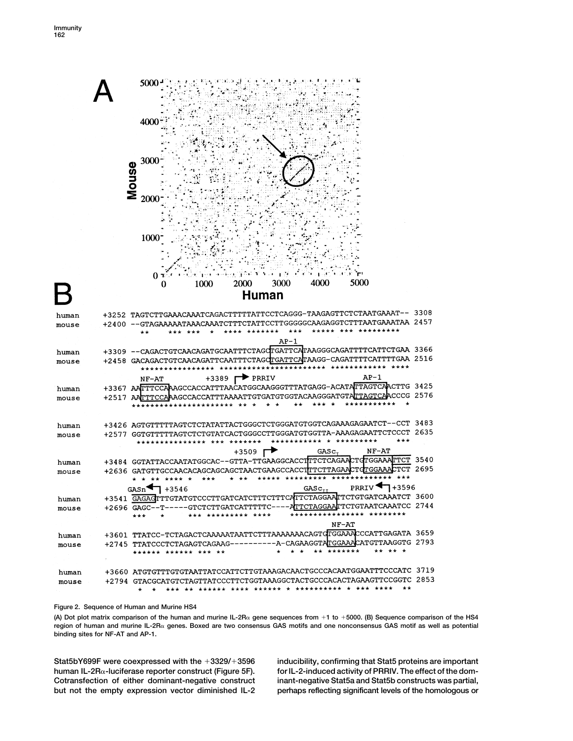Figure 2. Sequence of Human and Murine HS4

(A) Dot plot matrix comparison of the human and murine IL-2Rα gene sequences from +1 to +5000. (B) Sequence comparison of the HS4 region of human and murine IL-2Rα genes. Boxed are two consensus GAS motifs and one nonconsensus GAS motif as well as potential binding sites for NF-AT and AP-1.

Stat5bY699F were coexpressed with the +3329/+3596 human IL-2Rα-luciferase reporter construct (Figure 5F). Cotransfection of either dominant-negative construct but not the empty expression vector diminished IL-2 inducibility, confirming that Stat5 proteins are important for IL-2-induced activity of PRRIV. The effect of the dominant-negative Stat5a and Stat5b constructs was partial, perhaps reflecting significant levels of the homologous or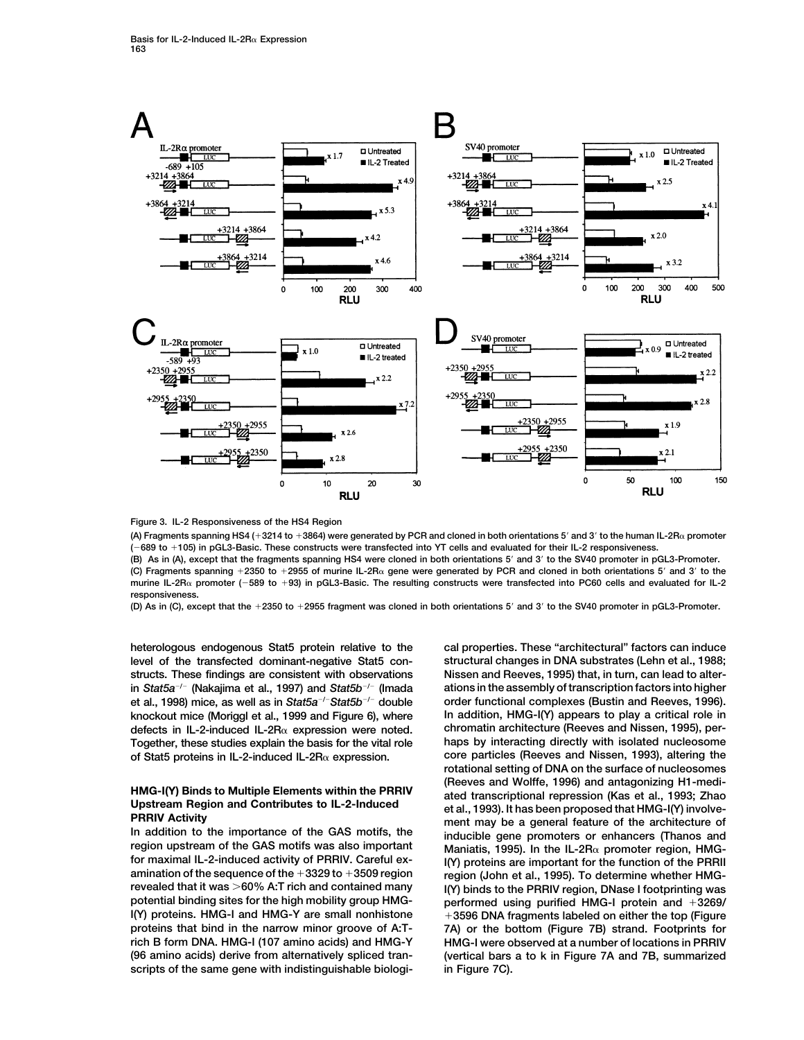**Figure 3. IL-2 Responsiveness of the HS4 Region**

(A) Fragments spanning HS4 (+3214 to +3864) were generated by PCR and cloned in both orientations 5′ and 3′ to the human IL-2Rα promoter (−689 to +105) in pGL3-Basic. These constructs were transfected into YT cells and evaluated for their IL-2 responsiveness.

(B) As in (A), except that the fragments spanning HS4 were cloned in both orientations 5′ and 3′ to the SV40 promoter in pGL3-Promoter.

(C) Fragments spanning +2350 to +2955 of murine IL-2Rα gene were generated by PCR and cloned in both orientations 5′ and 3′ to the murine IL-2Rα promoter (−589 to +93) in pGL3-Basic. The resulting constructs were transfected into PC60 cells and evaluated for IL-2 responsiveness.

(D) As in (C), except that the +2350 to +2955 fragment was cloned in both orientations 5′ and 3′ to the SV40 promoter in pGL3-Promoter.

heterologous endogenous Stat5 protein relative to the level of the transfected dominant-negative Stat5 constructs. These findings are consistent with observations in *Stat5a*$^{-/-}$ (Nakajima et al., 1997) and *Stat5b*$^{-/-}$ (Imada et al., 1998) mice, as well as in *Stat5a*$^{-/-}$*Stat5b*$^{-/-}$ double knockout mice (Moriggl et al., 1999 and Figure 6), where defects in IL-2-induced IL-2Rα expression were noted. Together, these studies explain the basis for the vital role of Stat5 proteins in IL-2-induced IL-2Rα expression.

## HMG-I(Y) Binds to Multiple Elements within the PRRIV Upstream Region and Contributes to IL-2-Induced PRRIV Activity

In addition to the importance of the GAS motifs, the region upstream of the GAS motifs was also important for maximal IL-2-induced activity of PRRIV. Careful examination of the sequence of the +3329 to +3509 region revealed that it was >60% A:T rich and contained many potential binding sites for the high mobility group HMG-I(Y) proteins. HMG-I and HMG-Y are small nonhistone proteins that bind in the narrow minor groove of A:T-rich B form DNA. HMG-I (107 amino acids) and HMG-Y (96 amino acids) derive from alternatively spliced transcripts of the same gene with indistinguishable biological properties. These "architectural" factors can induce structural changes in DNA substrates (Lehn et al., 1988; Nissen and Reeves, 1995) that, in turn, can lead to alterations in the assembly of transcription factors into higher order functional complexes (Bustin and Reeves, 1996). In addition, HMG-I(Y) appears to play a critical role in chromatin architecture (Reeves and Nissen, 1995), perhaps by interacting directly with isolated nucleosome core particles (Reeves and Nissen, 1993), altering the rotational setting of DNA on the surface of nucleosomes (Reeves and Wolffe, 1996) and antagonizing H1-mediated transcriptional repression (Kas et al., 1993; Zhao et al., 1993). It has been proposed that HMG-I(Y) involvement may be a general feature of the architecture of inducible gene promoters or enhancers (Thanos and Maniatis, 1995). In the IL-2Rα promoter region, HMG-I(Y) proteins are important for the function of the PRRII region (John et al., 1995). To determine whether HMG-I(Y) binds to the PRRIV region, DNase I footprinting was performed using purified HMG-I protein and +3269/+3596 DNA fragments labeled on either the top (Figure 7A) or the bottom (Figure 7B) strand. Footprints for HMG-I were observed at a number of locations in PRRIV (vertical bars a to k in Figure 7A and 7B, summarized in Figure 7C).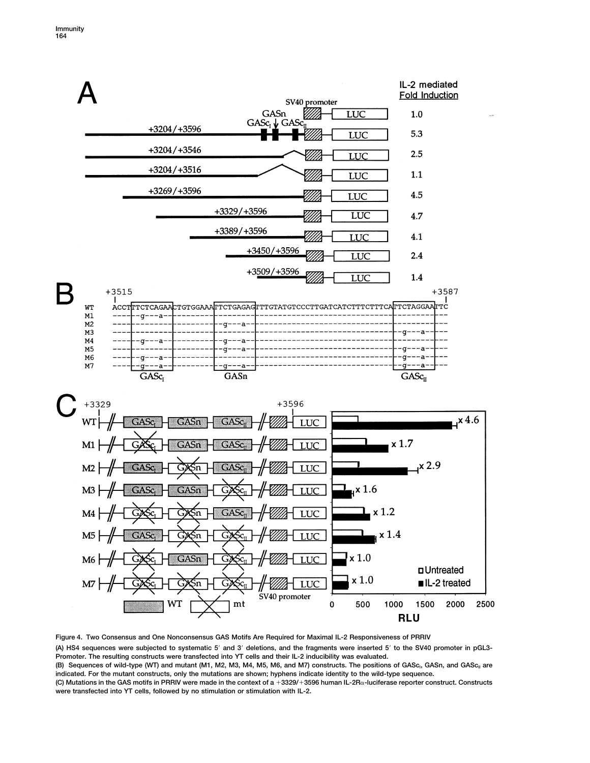Figure 4. Two Consensus and One Nonconsensus GAS Motifs Are Required for Maximal IL-2 Responsiveness of PRRIV

(A) HS4 sequences were subjected to systematic 5′ and 3′ deletions, and the fragments were inserted 5′ to the SV40 promoter in pGL3-Promoter. The resulting constructs were transfected into YT cells and their IL-2 inducibility was evaluated.

(B) Sequences of wild-type (WT) and mutant (M1, M2, M3, M4, M5, M6, and M7) constructs. The positions of $GASc_I$, GASn, and $GASc_{II}$ are indicated. For the mutant constructs, only the mutations are shown; hyphens indicate identity to the wild-type sequence.

(C) Mutations in the GAS motifs in PRRIV were made in the context of a +3329/+3596 human IL-2Rα-luciferase reporter construct. Constructs were transfected into YT cells, followed by no stimulation or stimulation with IL-2.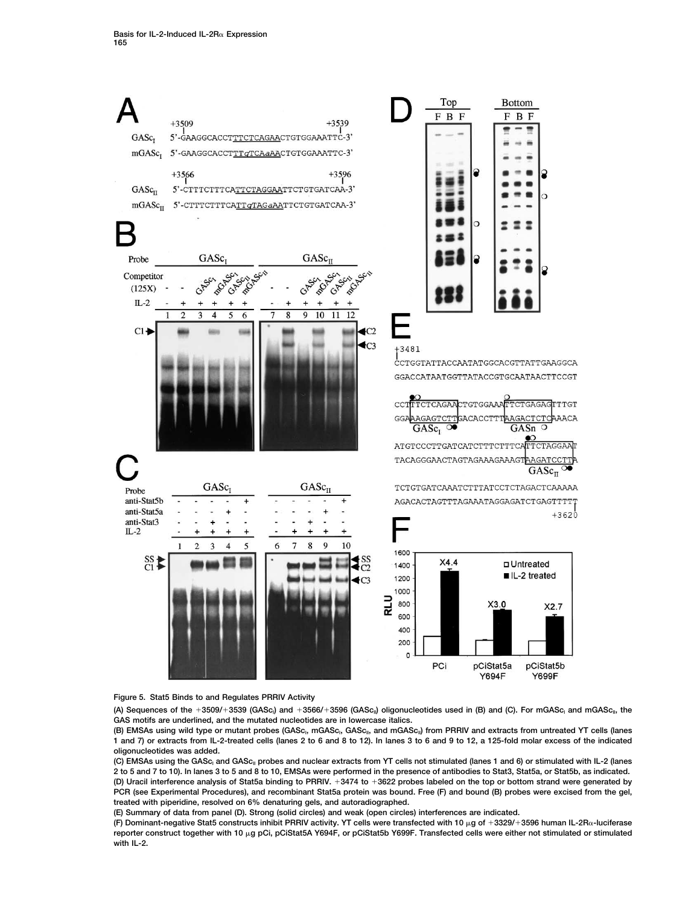Figure 5. Stat5 Binds to and Regulates PRRIV Activity

(A) Sequences of the +3509/+3539 ($GASc_I$) and +3566/+3596 ($GASc_{II}$) oligonucleotides used in (B) and (C). For $mGASc_I$ and $mGASc_{II}$, the GAS motifs are underlined, and the mutated nucleotides are in lowercase italics.

(B) EMSAs using wild type or mutant probes ($GASc_I$, $mGASc_I$, $GASc_{II}$, and $mGASc_{II}$) from PRRIV and extracts from untreated YT cells (lanes 1 and 7) or extracts from IL-2-treated cells (lanes 2 to 6 and 8 to 12). In lanes 3 to 6 and 9 to 12, a 125-fold molar excess of the indicated oligonucleotides was added.

(C) EMSAs using the $GASc_I$ and $GASc_{II}$ probes and nuclear extracts from YT cells not stimulated (lanes 1 and 6) or stimulated with IL-2 (lanes 2 to 5 and 7 to 10). In lanes 3 to 5 and 8 to 10, EMSAs were performed in the presence of antibodies to Stat3, Stat5a, or Stat5b, as indicated.

(D) Uracil interference analysis of Stat5a binding to PRRIV. +3474 to +3622 probes labeled on the top or bottom strand were generated by PCR (see Experimental Procedures), and recombinant Stat5a protein was bound. Free (F) and bound (B) probes were excised from the gel, treated with piperidine, resolved on 6% denaturing gels, and autoradiographed.

(E) Summary of data from panel (D). Strong (solid circles) and weak (open circles) interferences are indicated.

(F) Dominant-negative Stat5 constructs inhibit PRRIV activity. YT cells were transfected with 10 μg of +3329/+3596 human IL-2Rα-luciferase reporter construct together with 10 μg pCi, pCiStat5A Y694F, or pCiStat5b Y699F. Transfected cells were either not stimulated or stimulated with IL-2.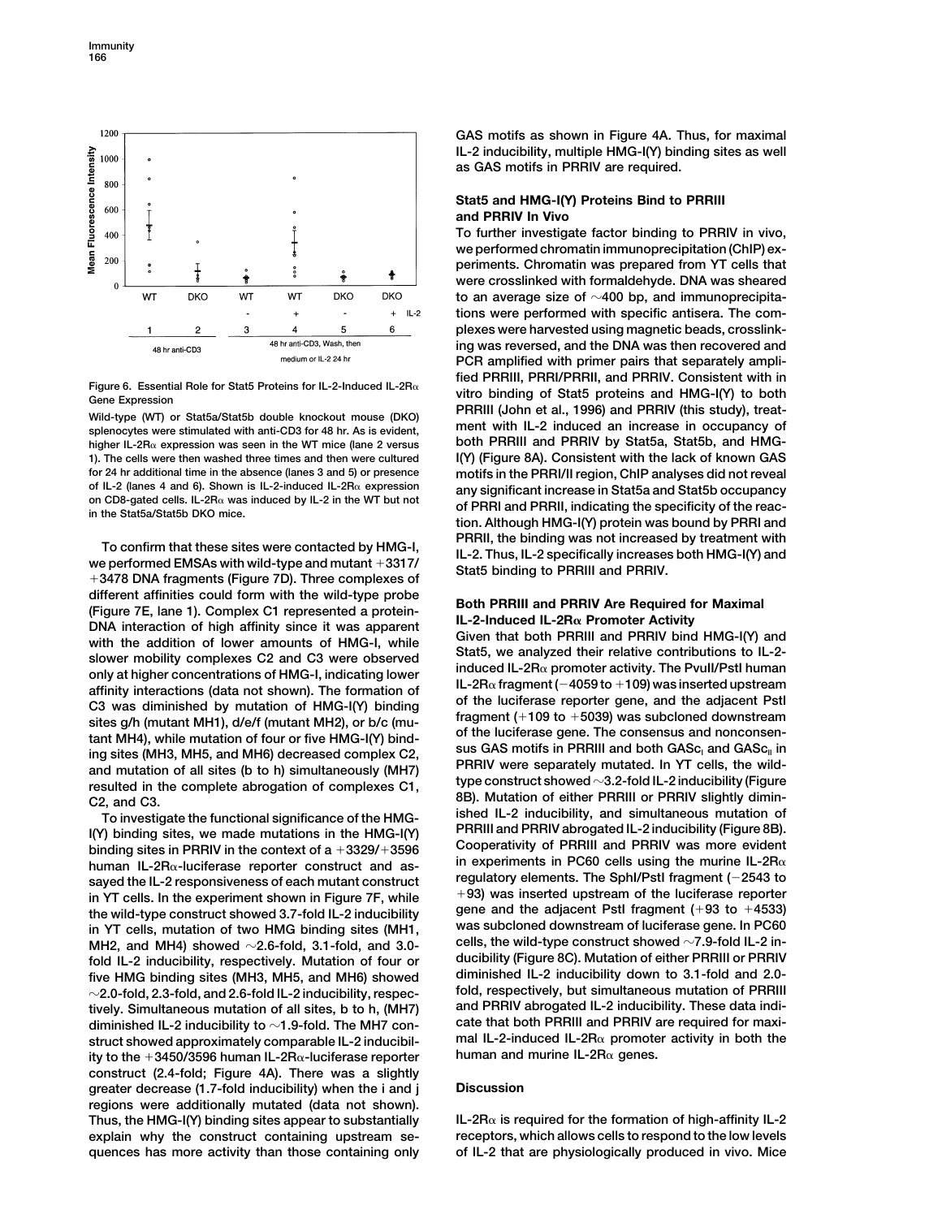Figure 6. Essential Role for Stat5 Proteins for IL-2-Induced IL-2Rα Gene Expression

Wild-type (WT) or Stat5a/Stat5b double knockout mouse (DKO) splenocytes were stimulated with anti-CD3 for 48 hr. As is evident, higher IL-2Rα expression was seen in the WT mice (lane 2 versus 1). The cells were then washed three times and then were cultured for 24 hr additional time in the absence (lanes 3 and 5) or presence of IL-2 (lanes 4 and 6). Shown is IL-2-induced IL-2Rα expression on CD8-gated cells. IL-2Rα was induced by IL-2 in the WT but not in the Stat5a/Stat5b DKO mice.

To confirm that these sites were contacted by HMG-I, we performed EMSAs with wild-type and mutant +3317/+3478 DNA fragments (Figure 7D). Three complexes of different affinities could form with the wild-type probe (Figure 7E, lane 1). Complex C1 represented a protein-DNA interaction of high affinity since it was apparent with the addition of lower amounts of HMG-I, while slower mobility complexes C2 and C3 were observed only at higher concentrations of HMG-I, indicating lower affinity interactions (data not shown). The formation of C3 was diminished by mutation of HMG-I(Y) binding sites g/h (mutant MH1), d/e/f (mutant MH2), or b/c (mutant MH4), while mutation of four or five HMG-I(Y) binding sites (MH3, MH5, and MH6) decreased complex C2, and mutation of all sites (b to h) simultaneously (MH7) resulted in the complete abrogation of complexes C1, C2, and C3.

To investigate the functional significance of the HMG-I(Y) binding sites, we made mutations in the HMG-I(Y) binding sites in PRRIV in the context of a +3329/+3596 human IL-2Rα-luciferase reporter construct and assayed the IL-2 responsiveness of each mutant construct in YT cells. In the experiment shown in Figure 7F, while the wild-type construct showed 3.7-fold IL-2 inducibility in YT cells, mutation of two HMG binding sites (MH1, MH2, and MH4) showed ~2.6-fold, 3.1-fold, and 3.0-fold IL-2 inducibility, respectively. Mutation of four or five HMG binding sites (MH3, MH5, and MH6) showed ~2.0-fold, 2.3-fold, and 2.6-fold IL-2 inducibility, respectively. Simultaneous mutation of all sites, b to h, (MH7) diminished IL-2 inducibility to ~1.9-fold. The MH7 construct showed approximately comparable IL-2 inducibility to the +3450/3596 human IL-2Rα-luciferase reporter construct (2.4-fold; Figure 4A). There was a slightly greater decrease (1.7-fold inducibility) when the i and j regions were additionally mutated (data not shown). Thus, the HMG-I(Y) binding sites appear to substantially explain why the construct containing upstream sequences has more activity than those containing only GAS motifs as shown in Figure 4A. Thus, for maximal IL-2 inducibility, multiple HMG-I(Y) binding sites as well as GAS motifs in PRRIV are required.

## Stat5 and HMG-I(Y) Proteins Bind to PRRIII and PRRIV In Vivo

To further investigate factor binding to PRRIV in vivo, we performed chromatin immunoprecipitation (ChIP) experiments. Chromatin was prepared from YT cells that were crosslinked with formaldehyde. DNA was sheared to an average size of ~400 bp, and immunoprecipitations were performed with specific antisera. The complexes were harvested using magnetic beads, crosslinking was reversed, and the DNA was then recovered and PCR amplified with primer pairs that separately amplified PRRIII, PRRI/PRRII, and PRRIV. Consistent with in vitro binding of Stat5 proteins and HMG-I(Y) to both PRRIII (John et al., 1996) and PRRIV (this study), treatment with IL-2 induced an increase in occupancy of both PRRIII and PRRIV by Stat5a, Stat5b, and HMG-I(Y) (Figure 8A). Consistent with the lack of known GAS motifs in the PRRI/II region, ChIP analyses did not reveal any significant increase in Stat5a and Stat5b occupancy of PRRI and PRRII, indicating the specificity of the reaction. Although HMG-I(Y) protein was bound by PRRI and PRRII, the binding was not increased by treatment with IL-2. Thus, IL-2 specifically increases both HMG-I(Y) and Stat5 binding to PRRIII and PRRIV.

## Both PRRIII and PRRIV Are Required for Maximal IL-2-Induced IL-2Rα Promoter Activity

Given that both PRRIII and PRRIV bind HMG-I(Y) and Stat5, we analyzed their relative contributions to IL-2-induced IL-2Rα promoter activity. The PvuII/PstI human IL-2Rα fragment (−4059 to +109) was inserted upstream of the luciferase reporter gene, and the adjacent PstI fragment (+109 to +5039) was subcloned downstream of the luciferase gene. The consensus and nonconsensus GAS motifs in PRRIII and both $GASc_I$ and $GASc_{II}$ in PRRIV were separately mutated. In YT cells, the wild-type construct showed ~3.2-fold IL-2 inducibility (Figure 8B). Mutation of either PRRIII or PRRIV slightly diminished IL-2 inducibility, and simultaneous mutation of PRRIII and PRRIV abrogated IL-2 inducibility (Figure 8B). Cooperativity of PRRIII and PRRIV was more evident in experiments in PC60 cells using the murine IL-2Rα regulatory elements. The SphI/PstI fragment (−2543 to +93) was inserted upstream of the luciferase reporter gene and the adjacent PstI fragment (+93 to +4533) was subcloned downstream of luciferase gene. In PC60 cells, the wild-type construct showed ~7.9-fold IL-2 inducibility (Figure 8C). Mutation of either PRRIII or PRRIV diminished IL-2 inducibility down to 3.1-fold and 2.0-fold, respectively, but simultaneous mutation of PRRIII and PRRIV abrogated IL-2 inducibility. These data indicate that both PRRIII and PRRIV are required for maximal IL-2-induced IL-2Rα promoter activity in both the human and murine IL-2Rα genes.

## Discussion

IL-2Rα is required for the formation of high-affinity IL-2 receptors, which allows cells to respond to the low levels of IL-2 that are physiologically produced in vivo. Mice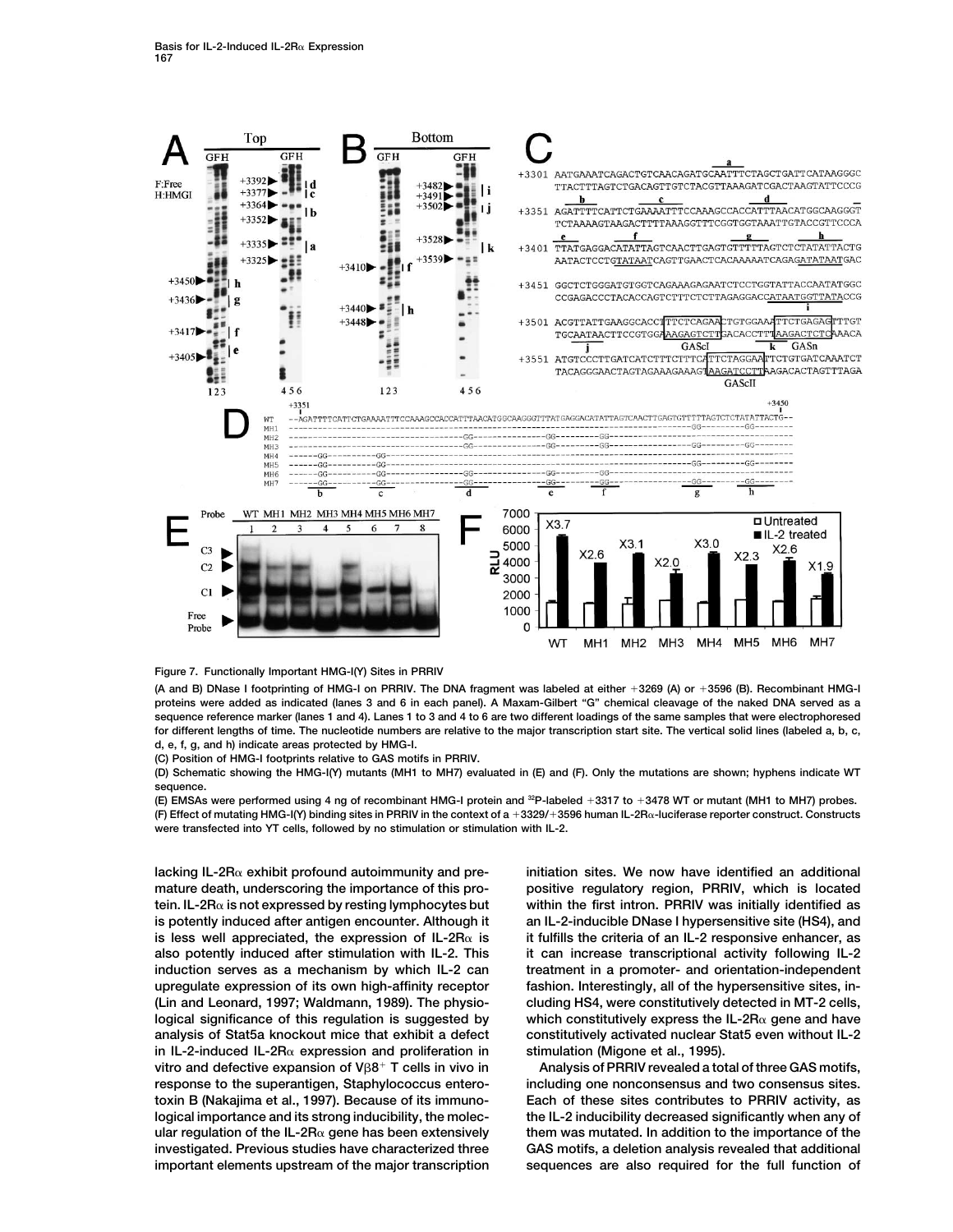**Figure 7. Functionally Important HMG-I(Y) Sites in PRRIV**

(A and B) DNase I footprinting of HMG-I on PRRIV. The DNA fragment was labeled at either +3269 (A) or +3596 (B). Recombinant HMG-I proteins were added as indicated (lanes 3 and 6 in each panel). A Maxam-Gilbert "G" chemical cleavage of the naked DNA served as a sequence reference marker (lanes 1 and 4). Lanes 1 to 3 and 4 to 6 are two different loadings of the same samples that were electrophoresed for different lengths of time. The nucleotide numbers are relative to the major transcription start site. The vertical solid lines (labeled a, b, c, d, e, f, g, and h) indicate areas protected by HMG-I.

(C) Position of HMG-I footprints relative to GAS motifs in PRRIV.

(D) Schematic showing the HMG-I(Y) mutants (MH1 to MH7) evaluated in (E) and (F). Only the mutations are shown; hyphens indicate WT sequence.

(E) EMSAs were performed using 4 ng of recombinant HMG-I protein and $^{32}$P-labeled +3317 to +3478 WT or mutant (MH1 to MH7) probes.

(F) Effect of mutating HMG-I(Y) binding sites in PRRIV in the context of a +3329/+3596 human IL-2Rα-luciferase reporter construct. Constructs were transfected into YT cells, followed by no stimulation or stimulation with IL-2.

lacking IL-2Rα exhibit profound autoimmunity and premature death, underscoring the importance of this protein. IL-2Rα is not expressed by resting lymphocytes but is potently induced after antigen encounter. Although it is less well appreciated, the expression of IL-2Rα is also potently induced after stimulation with IL-2. This induction serves as a mechanism by which IL-2 can upregulate expression of its own high-affinity receptor (Lin and Leonard, 1997; Waldmann, 1989). The physiological significance of this regulation is suggested by analysis of Stat5a knockout mice that exhibit a defect in IL-2-induced IL-2Rα expression and proliferation in vitro and defective expansion of V$\beta$8$^+$ T cells in vivo in response to the superantigen, Staphylococcus enterotoxin B (Nakajima et al., 1997). Because of its immunological importance and its strong inducibility, the molecular regulation of the IL-2Rα gene has been extensively investigated. Previous studies have characterized three important elements upstream of the major transcription initiation sites. We now have identified an additional positive regulatory region, PRRIV, which is located within the first intron. PRRIV was initially identified as an IL-2-inducible DNase I hypersensitive site (HS4), and it fulfills the criteria of an IL-2 responsive enhancer, as it can increase transcriptional activity following IL-2 treatment in a promoter- and orientation-independent fashion. Interestingly, all of the hypersensitive sites, including HS4, were constitutively detected in MT-2 cells, which constitutively express the IL-2Rα gene and have constitutively activated nuclear Stat5 even without IL-2 stimulation (Migone et al., 1995).

Analysis of PRRIV revealed a total of three GAS motifs, including one nonconsensus and two consensus sites. Each of these sites contributes to PRRIV activity, as the IL-2 inducibility decreased significantly when any of them was mutated. In addition to the importance of the GAS motifs, a deletion analysis revealed that additional sequences are also required for the full function of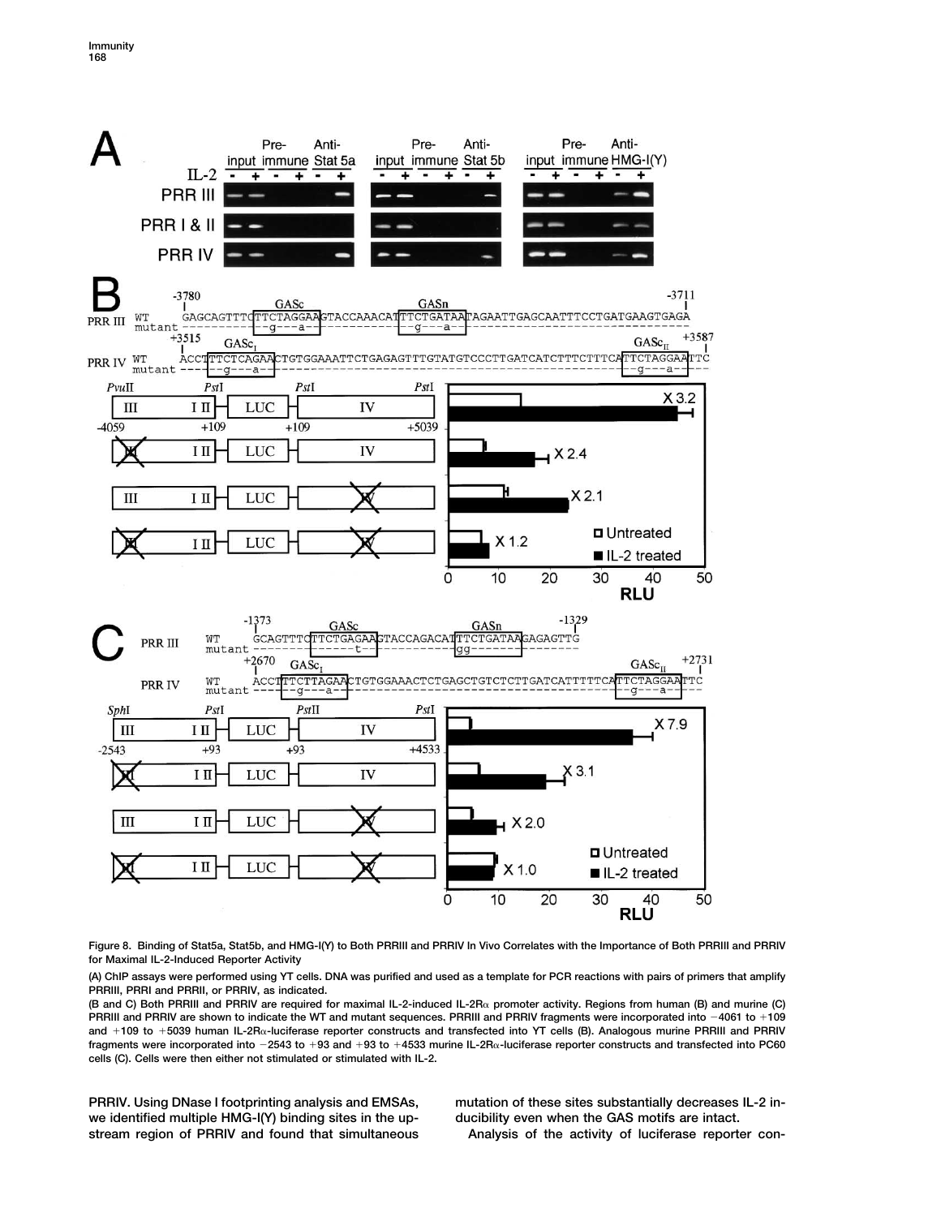Figure 8. Binding of Stat5a, Stat5b, and HMG-I(Y) to Both PRRIII and PRRIV In Vivo Correlates with the Importance of Both PRRIII and PRRIV for Maximal IL-2-Induced Reporter Activity

(A) ChIP assays were performed using YT cells. DNA was purified and used as a template for PCR reactions with pairs of primers that amplify PRRIII, PRRI and PRRII, or PRRIV, as indicated.

(B and C) Both PRRIII and PRRIV are required for maximal IL-2-induced IL-2Rα promoter activity. Regions from human (B) and murine (C) PRRIII and PRRIV are shown to indicate the WT and mutant sequences. PRRIII and PRRIV fragments were incorporated into −4061 to +109 and +109 to +5039 human IL-2Rα-luciferase reporter constructs and transfected into YT cells (B). Analogous murine PRRIII and PRRIV fragments were incorporated into −2543 to +93 and +93 to +4533 murine IL-2Rα-luciferase reporter constructs and transfected into PC60 cells (C). Cells were then either not stimulated or stimulated with IL-2.

PRRIV. Using DNase I footprinting analysis and EMSAs, we identified multiple HMG-I(Y) binding sites in the upstream region of PRRIV and found that simultaneous mutation of these sites substantially decreases IL-2 inducibility even when the GAS motifs are intact.

Analysis of the activity of luciferase reporter con-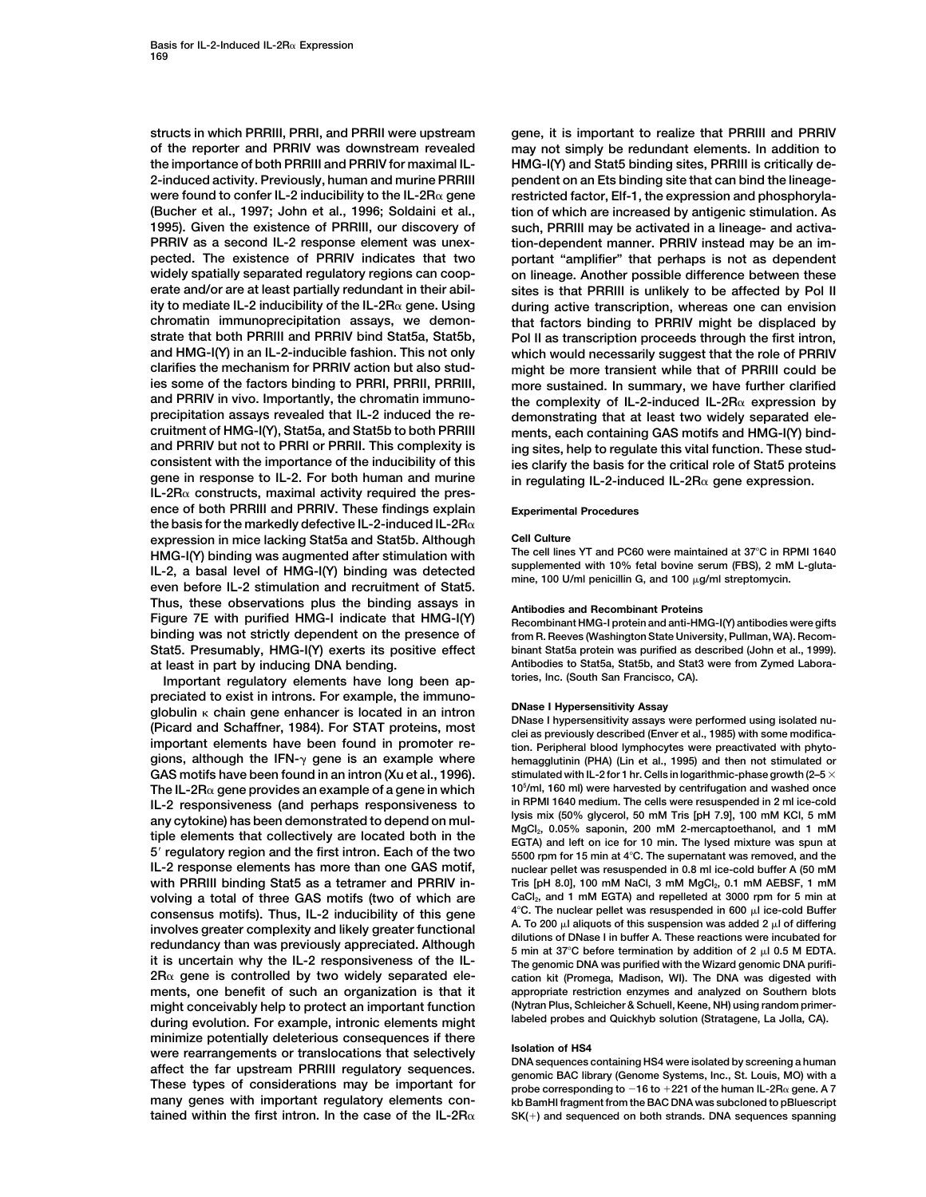structs in which PRRIII, PRRI, and PRRII were upstream of the reporter and PRRIV was downstream revealed the importance of both PRRIII and PRRIV for maximal IL-2-induced activity. Previously, human and murine PRRIII were found to confer IL-2 inducibility to the IL-2Rα gene (Bucher et al., 1997; John et al., 1996; Soldaini et al., 1995). Given the existence of PRRIII, our discovery of PRRIV as a second IL-2 response element was unexpected. The existence of PRRIV indicates that two widely spatially separated regulatory regions can cooperate and/or are at least partially redundant in their ability to mediate IL-2 inducibility of the IL-2Rα gene. Using chromatin immunoprecipitation assays, we demonstrate that both PRRIII and PRRIV bind Stat5a, Stat5b, and HMG-I(Y) in an IL-2-inducible fashion. This not only clarifies the mechanism for PRRIV action but also studies some of the factors binding to PRRI, PRRII, PRRIII, and PRRIV in vivo. Importantly, the chromatin immunoprecipitation assays revealed that IL-2 induced the recruitment of HMG-I(Y), Stat5a, and Stat5b to both PRRIII and PRRIV but not to PRRI or PRRII. This complexity is consistent with the importance of the inducibility of this gene in response to IL-2. For both human and murine IL-2Rα constructs, maximal activity required the presence of both PRRIII and PRRIV. These findings explain the basis for the markedly defective IL-2-induced IL-2Rα expression in mice lacking Stat5a and Stat5b. Although HMG-I(Y) binding was augmented after stimulation with IL-2, a basal level of HMG-I(Y) binding was detected even before IL-2 stimulation and recruitment of Stat5. Thus, these observations plus the binding assays in Figure 7E with purified HMG-I indicate that HMG-I(Y) binding was not strictly dependent on the presence of Stat5. Presumably, HMG-I(Y) exerts its positive effect at least in part by inducing DNA bending.

Important regulatory elements have long been appreciated to exist in introns. For example, the immunoglobulin κ chain gene enhancer is located in an intron (Picard and Schaffner, 1984). For STAT proteins, most important elements have been found in promoter regions, although the IFN-γ gene is an example where GAS motifs have been found in an intron (Xu et al., 1996). The IL-2Rα gene provides an example of a gene in which IL-2 responsiveness (and perhaps responsiveness to any cytokine) has been demonstrated to depend on multiple elements that collectively are located both in the 5′ regulatory region and the first intron. Each of the two IL-2 response elements has more than one GAS motif, with PRRIII binding Stat5 as a tetramer and PRRIV involving a total of three GAS motifs (two of which are consensus motifs). Thus, IL-2 inducibility of this gene involves greater complexity and likely greater functional redundancy than was previously appreciated. Although it is uncertain why the IL-2 responsiveness of the IL-2Rα gene is controlled by two widely separated elements, one benefit of such an organization is that it might conceivably help to protect an important function during evolution. For example, intronic elements might minimize potentially deleterious consequences if there were rearrangements or translocations that selectively affect the far upstream PRRIII regulatory sequences. These types of considerations may be important for many genes with important regulatory elements contained within the first intron. In the case of the IL-2Rα gene, it is important to realize that PRRIII and PRRIV may not simply be redundant elements. In addition to HMG-I(Y) and Stat5 binding sites, PRRIII is critically dependent on an Ets binding site that can bind the lineage-restricted factor, Elf-1, the expression and phosphorylation of which are increased by antigenic stimulation. As such, PRRIII may be activated in a lineage- and activation-dependent manner. PRRIV instead may be an important "amplifier" that perhaps is not as dependent on lineage. Another possible difference between these sites is that PRRIII is unlikely to be affected by Pol II during active transcription, whereas one can envision that factors binding to PRRIV might be displaced by Pol II as transcription proceeds through the first intron, which would necessarily suggest that the role of PRRIV might be more transient while that of PRRIII could be more sustained. In summary, we have further clarified the complexity of IL-2-induced IL-2Rα expression by demonstrating that at least two widely separated elements, each containing GAS motifs and HMG-I(Y) binding sites, help to regulate this vital function. These studies clarify the basis for the critical role of Stat5 proteins in regulating IL-2-induced IL-2Rα gene expression.

## Experimental Procedures

### Cell Culture

The cell lines YT and PC60 were maintained at 37°C in RPMI 1640 supplemented with 10% fetal bovine serum (FBS), 2 mM L-glutamine, 100 U/ml penicillin G, and 100 μg/ml streptomycin.

### Antibodies and Recombinant Proteins

Recombinant HMG-I protein and anti-HMG-I(Y) antibodies were gifts from R. Reeves (Washington State University, Pullman, WA). Recombinant Stat5a protein was purified as described (John et al., 1999). Antibodies to Stat5a, Stat5b, and Stat3 were from Zymed Laboratories, Inc. (South San Francisco, CA).

### DNase I Hypersensitivity Assay

DNase I hypersensitivity assays were performed using isolated nuclei as previously described (Enver et al., 1985) with some modification. Peripheral blood lymphocytes were preactivated with phytohemagglutinin (PHA) (Lin et al., 1995) and then not stimulated or stimulated with IL-2 for 1 hr. Cells in logarithmic-phase growth (2–5 × $10^5$/ml, 160 ml) were harvested by centrifugation and washed once in RPMI 1640 medium. The cells were resuspended in 2 ml ice-cold lysis mix (50% glycerol, 50 mM Tris [pH 7.9], 100 mM KCl, 5 mM $MgCl_2$, 0.05% saponin, 200 mM 2-mercaptoethanol, and 1 mM EGTA) and left on ice for 10 min. The lysed mixture was spun at 5500 rpm for 15 min at 4°C. The supernatant was removed, and the nuclear pellet was resuspended in 0.8 ml ice-cold buffer A (50 mM Tris [pH 8.0], 100 mM NaCl, 3 mM $MgCl_2$, 0.1 mM AEBSF, 1 mM $CaCl_2$, and 1 mM EGTA) and repelleted at 3000 rpm for 5 min at 4°C. The nuclear pellet was resuspended in 600 μl ice-cold Buffer A. To 200 μl aliquots of this suspension was added 2 μl of differing dilutions of DNase I in buffer A. These reactions were incubated for 5 min at 37°C before termination by addition of 2 μl 0.5 M EDTA. The genomic DNA was purified with the Wizard genomic DNA purification kit (Promega, Madison, WI). The DNA was digested with appropriate restriction enzymes and analyzed on Southern blots (Nytran Plus, Schleicher & Schuell, Keene, NH) using random primer-labeled probes and Quickhyb solution (Stratagene, La Jolla, CA).

### Isolation of HS4

DNA sequences containing HS4 were isolated by screening a human genomic BAC library (Genome Systems, Inc., St. Louis, MO) with a probe corresponding to −16 to +221 of the human IL-2Rα gene. A 7 kb BamHI fragment from the BAC DNA was subcloned to pBluescript SK(+) and sequenced on both strands. DNA sequences spanning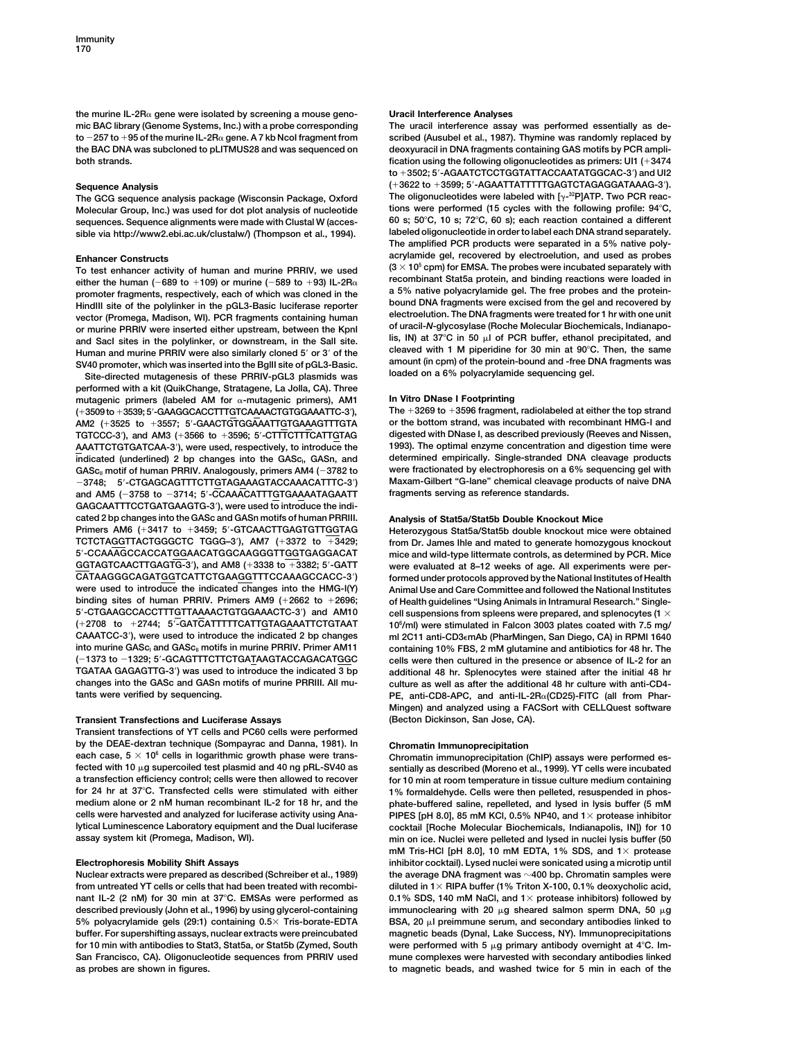the murine IL-2Rα gene were isolated by screening a mouse genomic BAC library (Genome Systems, Inc.) with a probe corresponding to −257 to +95 of the murine IL-2Rα gene. A 7 kb NcoI fragment from the BAC DNA was subcloned to pLITMUS28 and was sequenced on both strands.

### Sequence Analysis

The GCG sequence analysis package (Wisconsin Package, Oxford Molecular Group, Inc.) was used for dot plot analysis of nucleotide sequences. Sequence alignments were made with Clustal W (accessible via http://www2.ebi.ac.uk/clustalw/) (Thompson et al., 1994).

### Enhancer Constructs

To test enhancer activity of human and murine PRRIV, we used either the human (−689 to +109) or murine (−589 to +93) IL-2Rα promoter fragments, respectively, each of which was cloned in the HindIII site of the polylinker in the pGL3-Basic luciferase reporter vector (Promega, Madison, WI). PCR fragments containing human or murine PRRIV were inserted either upstream, between the KpnI and SacI sites in the polylinker, or downstream, in the SalI site. Human and murine PRRIV were also similarly cloned 5′ or 3′ of the SV40 promoter, which was inserted into the BglII site of pGL3-Basic.

Site-directed mutagenesis of these PRRIV-pGL3 plasmids was performed with a kit (QuikChange, Stratagene, La Jolla, CA). Three mutagenic primers (labeled AM for α-mutagenic primers), AM1 (+3509 to +3539; 5′-GAAGGCACCTTTGTCAAAACTGTGGAAATTC-3′), AM2 (+3525 to +3557; 5′-GAACTGTGGAAATTGTGAAAGTTTGTATGTCCC-3′), and AM3 (+3566 to +3596; 5′-CTTTCTTTCATTGTAGAAATTCTGTGATCAA-3′), were used, respectively, to introduce the indicated (underlined) 2 bp changes into the GASc$_I$, GASn, and GASc$_{II}$ motif of human PRRIV. Analogously, primers AM4 (−3782 to −3748; 5′-CTGAGCAGTTTCTTGTAGAAAGTACCAAACATTTC-3′) and AM5 (−3758 to −3714; 5′-CCAAACATTTGTGAAAATAGAATTGAGCAATTTCCTGATGAAGTG-3′), were used to introduce the indicated 2 bp changes into the GASc and GASn motifs of human PRRIII. Primers AM6 (+3417 to +3459; 5′-GTCAACTTGAGTGTTGGTAGTCTCTAGGTTACTGGGCTC TGGG–3′), AM7 (+3372 to +3429; 5′-CCAAAGCCACCATGGAACATGGCAAGGGTTGGTGAGGACATGGTAGTCAACTTGAGTG-3′), and AM8 (+3338 to +3382; 5′-GATTCATAAGGGCAGATGGTCATTCTGAAGGTTTCCAAAGCCACC-3′) were used to introduce the indicated changes into the HMG-I(Y) binding sites of human PRRIV. Primers AM9 (+2662 to +2696; 5′-CTGAAGCCACCTTTGTTAAAACTGTGGAAACTC-3′) and AM10 (+2708 to +2744; 5′-GATCATTTTTCATTGTAGAAATTCTGTAATCAAATCC-3′), were used to introduce the indicated 2 bp changes into murine GASc$_I$ and GASc$_{II}$ motifs in murine PRRIV. Primer AM11 (−1373 to −1329; 5′-GCAGTTTCTTCTGATAAGTACCAGACATGGCTGATAA GAGAGTTG-3′) was used to introduce the indicated 3 bp changes into the GASc and GASn motifs of murine PRRIII. All mutants were verified by sequencing.

### Transient Transfections and Luciferase Assays

Transient transfections of YT cells and PC60 cells were performed by the DEAE-dextran technique (Sompayrac and Danna, 1981). In each case, 5 × 10$^6$ cells in logarithmic growth phase were transfected with 10 μg supercoiled test plasmid and 40 ng pRL-SV40 as a transfection efficiency control; cells were then allowed to recover for 24 hr at 37°C. Transfected cells were stimulated with either medium alone or 2 nM human recombinant IL-2 for 18 hr, and the cells were harvested and analyzed for luciferase activity using Analytical Luminescence Laboratory equipment and the Dual luciferase assay system kit (Promega, Madison, WI).

### Electrophoresis Mobility Shift Assays

Nuclear extracts were prepared as described (Schreiber et al., 1989) from untreated YT cells or cells that had been treated with recombinant IL-2 (2 nM) for 30 min at 37°C. EMSAs were performed as described previously (John et al., 1996) by using glycerol-containing 5% polyacrylamide gels (29:1) containing 0.5× Tris-borate-EDTA buffer. For supershifting assays, nuclear extracts were preincubated for 10 min with antibodies to Stat3, Stat5a, or Stat5b (Zymed, South San Francisco, CA). Oligonucleotide sequences from PRRIV used as probes are shown in figures.

### Uracil Interference Analyses

The uracil interference assay was performed essentially as described (Ausubel et al., 1987). Thymine was randomly replaced by deoxyuracil in DNA fragments containing GAS motifs by PCR amplification using the following oligonucleotides as primers: UI1 (+3474 to +3502; 5′-AGAATCTCCTGGTATTACCAATATGGCAC-3′) and UI2 (+3622 to +3599; 5′-AGAATTATTTTTGAGTCTAGAGGATAAAG-3′). The oligonucleotides were labeled with [γ-$^{32}$P]ATP. Two PCR reactions were performed (15 cycles with the following profile: 94°C, 60 s; 50°C, 10 s; 72°C, 60 s); each reaction contained a different labeled oligonucleotide in order to label each DNA strand separately. The amplified PCR products were separated in a 5% native polyacrylamide gel, recovered by electroelution, and used as probes (3 × 10$^5$ cpm) for EMSA. The probes were incubated separately with recombinant Stat5a protein, and binding reactions were loaded in a 5% native polyacrylamide gel. The free probes and the protein-bound DNA fragments were excised from the gel and recovered by electroelution. The DNA fragments were treated for 1 hr with one unit of uracil-*N*-glycosylase (Roche Molecular Biochemicals, Indianapolis, IN) at 37°C in 50 μl of PCR buffer, ethanol precipitated, and cleaved with 1 M piperidine for 30 min at 90°C. Then, the same amount (in cpm) of the protein-bound and -free DNA fragments was loaded on a 6% polyacrylamide sequencing gel.

### In Vitro DNase I Footprinting

The +3269 to +3596 fragment, radiolabeled at either the top strand or the bottom strand, was incubated with recombinant HMG-I and digested with DNase I, as described previously (Reeves and Nissen, 1993). The optimal enzyme concentration and digestion time were determined empirically. Single-stranded DNA cleavage products were fractionated by electrophoresis on a 6% sequencing gel with Maxam-Gilbert "G-lane" chemical cleavage products of naive DNA fragments serving as reference standards.

### Analysis of Stat5a/Stat5b Double Knockout Mice

Heterozygous Stat5a/Stat5b double knockout mice were obtained from Dr. James Ihle and mated to generate homozygous knockout mice and wild-type littermate controls, as determined by PCR. Mice were evaluated at 8–12 weeks of age. All experiments were performed under protocols approved by the National Institutes of Health Animal Use and Care Committee and followed the National Institutes of Health guidelines "Using Animals in Intramural Research." Single-cell suspensions from spleens were prepared, and splenocytes (1 × 10$^6$/ml) were stimulated in Falcon 3003 plates coated with 7.5 mg/ml 2C11 anti-CD3εmAb (PharMingen, San Diego, CA) in RPMI 1640 containing 10% FBS, 2 mM glutamine and antibiotics for 48 hr. The cells were then cultured in the presence or absence of IL-2 for an additional 48 hr. Splenocytes were stained after the initial 48 hr culture as well as after the additional 48 hr culture with anti-CD4-PE, anti-CD8-APC, and anti-IL-2Rα(CD25)-FITC (all from PharMingen) and analyzed using a FACSort with CELLQuest software (Becton Dickinson, San Jose, CA).

### Chromatin Immunoprecipitation

Chromatin immunoprecipitation (ChIP) assays were performed essentially as described (Moreno et al., 1999). YT cells were incubated for 10 min at room temperature in tissue culture medium containing 1% formaldehyde. Cells were then pelleted, resuspended in phosphate-buffered saline, repelleted, and lysed in lysis buffer (5 mM PIPES [pH 8.0], 85 mM KCl, 0.5% NP40, and 1× protease inhibitor cocktail [Roche Molecular Biochemicals, Indianapolis, IN]) for 10 min on ice. Nuclei were pelleted and lysed in nuclei lysis buffer (50 mM Tris-HCl [pH 8.0], 10 mM EDTA, 1% SDS, and 1× protease inhibitor cocktail). Lysed nuclei were sonicated using a microtip until the average DNA fragment was ∼400 bp. Chromatin samples were diluted in 1× RIPA buffer (1% Triton X-100, 0.1% deoxycholic acid, 0.1% SDS, 140 mM NaCl, and 1× protease inhibitors) followed by immunoclearing with 20 μg sheared salmon sperm DNA, 50 μg BSA, 20 μl preimmune serum, and secondary antibodies linked to magnetic beads (Dynal, Lake Success, NY). Immunoprecipitations were performed with 5 μg primary antibody overnight at 4°C. Immune complexes were harvested with secondary antibodies linked to magnetic beads, and washed twice for 5 min in each of the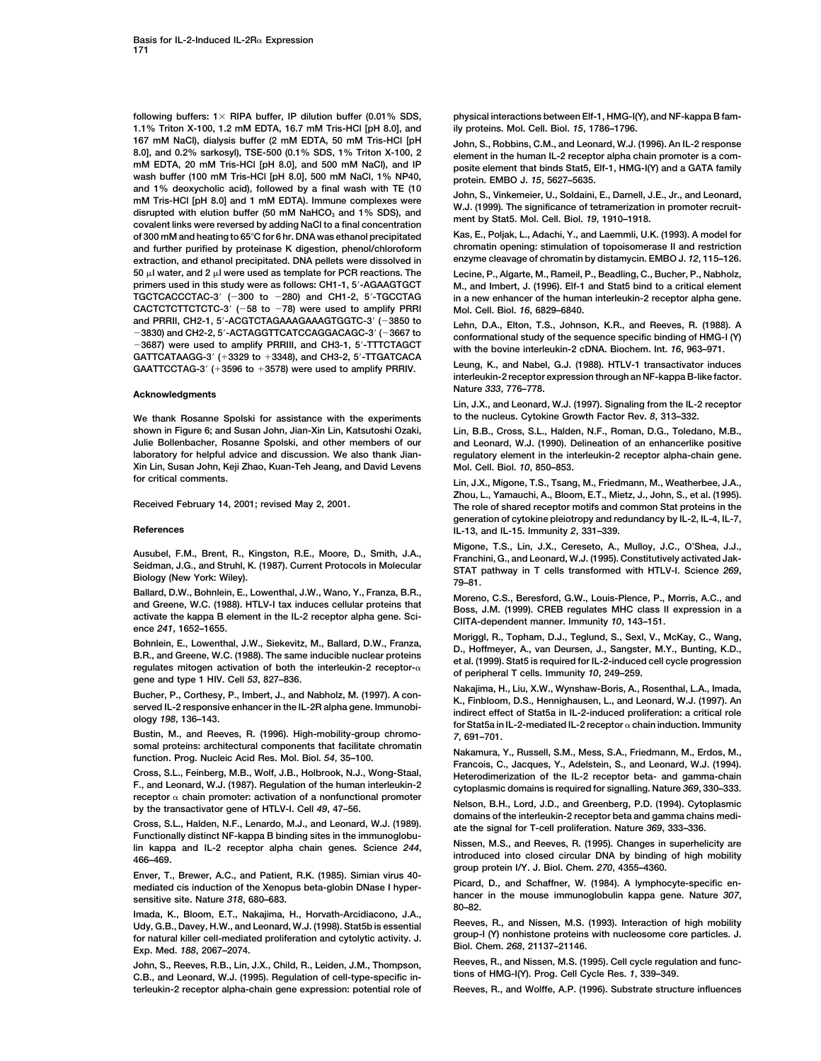following buffers: 1× RIPA buffer, IP dilution buffer (0.01% SDS, 1.1% Triton X-100, 1.2 mM EDTA, 16.7 mM Tris-HCl [pH 8.0], and 167 mM NaCl), dialysis buffer (2 mM EDTA, 50 mM Tris-HCl [pH 8.0], and 0.2% sarkosyl), TSE-500 (0.1% SDS, 1% Triton X-100, 2 mM EDTA, 20 mM Tris-HCl [pH 8.0], and 500 mM NaCl), and IP wash buffer (100 mM Tris-HCl [pH 8.0], 500 mM NaCl, 1% NP40, and 1% deoxycholic acid), followed by a final wash with TE (10 mM Tris-HCl [pH 8.0] and 1 mM EDTA). Immune complexes were disrupted with elution buffer (50 mM $NaHCO_3$ and 1% SDS), and covalent links were reversed by adding NaCl to a final concentration of 300 mM and heating to 65°C for 6 hr. DNA was ethanol precipitated and further purified by proteinase K digestion, phenol/chloroform extraction, and ethanol precipitated. DNA pellets were dissolved in 50 μl water, and 2 μl were used as template for PCR reactions. The primers used in this study were as follows: CH1-1, 5′-AGAAGTGCT TGCTCACCCTAC-3′ (−300 to −280) and CH1-2, 5′-TGCCTAG CACTCTCTTCTCTC-3′ (−58 to −78) were used to amplify PRRI and PRRII, CH2-1, 5′-ACGTCTAGAAAGAAAGTGGTC-3′ (−3850 to −3830) and CH2-2, 5′-ACTAGGTTCATCCAGGACAGC-3′ (−3667 to −3687) were used to amplify PRRIII, and CH3-1, 5′-TTTCTAGCT GATTCATAAGG-3′ (+3329 to +3348), and CH3-2, 5′-TTGATCACA GAATTCCTAG-3′ (+3596 to +3578) were used to amplify PRRIV.

## Acknowledgments

We thank Rosanne Spolski for assistance with the experiments shown in Figure 6; and Susan John, Jian-Xin Lin, Katsutoshi Ozaki, Julie Bollenbacher, Rosanne Spolski, and other members of our laboratory for helpful advice and discussion. We also thank Jian-Xin Lin, Susan John, Keji Zhao, Kuan-Teh Jeang, and David Levens for critical comments.

Received February 14, 2001; revised May 2, 2001.

## References

Ausubel, F.M., Brent, R., Kingston, R.E., Moore, D., Smith, J.A., Seidman, J.G., and Struhl, K. (1987). Current Protocols in Molecular Biology (New York: Wiley).

Ballard, D.W., Bohnlein, E., Lowenthal, J.W., Wano, Y., Franza, B.R., and Greene, W.C. (1988). HTLV-I tax induces cellular proteins that activate the kappa B element in the IL-2 receptor alpha gene. Science *241*, 1652–1655.

Bohnlein, E., Lowenthal, J.W., Siekevitz, M., Ballard, D.W., Franza, B.R., and Greene, W.C. (1988). The same inducible nuclear proteins regulates mitogen activation of both the interleukin-2 receptor-α gene and type 1 HIV. Cell *53*, 827–836.

Bucher, P., Corthesy, P., Imbert, J., and Nabholz, M. (1997). A conserved IL-2 responsive enhancer in the IL-2R alpha gene. Immunobiology *198*, 136–143.

Bustin, M., and Reeves, R. (1996). High-mobility-group chromosomal proteins: architectural components that facilitate chromatin function. Prog. Nucleic Acid Res. Mol. Biol. *54*, 35–100.

Cross, S.L., Feinberg, M.B., Wolf, J.B., Holbrook, N.J., Wong-Staal, F., and Leonard, W.J. (1987). Regulation of the human interleukin-2 receptor α chain promoter: activation of a nonfunctional promoter by the transactivator gene of HTLV-I. Cell *49*, 47–56.

Cross, S.L., Halden, N.F., Lenardo, M.J., and Leonard, W.J. (1989). Functionally distinct NF-kappa B binding sites in the immunoglobulin kappa and IL-2 receptor alpha chain genes. Science *244*, 466–469.

Enver, T., Brewer, A.C., and Patient, R.K. (1985). Simian virus 40-mediated cis induction of the Xenopus beta-globin DNase I hypersensitive site. Nature *318*, 680–683.

Imada, K., Bloom, E.T., Nakajima, H., Horvath-Arcidiacono, J.A., Udy, G.B., Davey, H.W., and Leonard, W.J. (1998). Stat5b is essential for natural killer cell-mediated proliferation and cytolytic activity. J. Exp. Med. *188*, 2067–2074.

John, S., Reeves, R.B., Lin, J.X., Child, R., Leiden, J.M., Thompson, C.B., and Leonard, W.J. (1995). Regulation of cell-type-specific interleukin-2 receptor alpha-chain gene expression: potential role of physical interactions between Elf-1, HMG-I(Y), and NF-kappa B family proteins. Mol. Cell. Biol. *15*, 1786–1796.

John, S., Robbins, C.M., and Leonard, W.J. (1996). An IL-2 response element in the human IL-2 receptor alpha chain promoter is a composite element that binds Stat5, Elf-1, HMG-I(Y) and a GATA family protein. EMBO J. *15*, 5627–5635.

John, S., Vinkemeier, U., Soldaini, E., Darnell, J.E., Jr., and Leonard, W.J. (1999). The significance of tetramerization in promoter recruitment by Stat5. Mol. Cell. Biol. *19*, 1910–1918.

Kas, E., Poljak, L., Adachi, Y., and Laemmli, U.K. (1993). A model for chromatin opening: stimulation of topoisomerase II and restriction enzyme cleavage of chromatin by distamycin. EMBO J. *12*, 115–126.

Lecine, P., Algarte, M., Rameil, P., Beadling, C., Bucher, P., Nabholz, M., and Imbert, J. (1996). Elf-1 and Stat5 bind to a critical element in a new enhancer of the human interleukin-2 receptor alpha gene. Mol. Cell. Biol. *16*, 6829–6840.

Lehn, D.A., Elton, T.S., Johnson, K.R., and Reeves, R. (1988). A conformational study of the sequence specific binding of HMG-I (Y) with the bovine interleukin-2 cDNA. Biochem. Int. *16*, 963–971.

Leung, K., and Nabel, G.J. (1988). HTLV-1 transactivator induces interleukin-2 receptor expression through an NF-kappa B-like factor. Nature *333*, 776–778.

Lin, J.X., and Leonard, W.J. (1997). Signaling from the IL-2 receptor to the nucleus. Cytokine Growth Factor Rev. *8*, 313–332.

Lin, B.B., Cross, S.L., Halden, N.F., Roman, D.G., Toledano, M.B., and Leonard, W.J. (1990). Delineation of an enhancerlike positive regulatory element in the interleukin-2 receptor alpha-chain gene. Mol. Cell. Biol. *10*, 850–853.

Lin, J.X., Migone, T.S., Tsang, M., Friedmann, M., Weatherbee, J.A., Zhou, L., Yamauchi, A., Bloom, E.T., Mietz, J., John, S., et al. (1995). The role of shared receptor motifs and common Stat proteins in the generation of cytokine pleiotropy and redundancy by IL-2, IL-4, IL-7, IL-13, and IL-15. Immunity *2*, 331–339.

Migone, T.S., Lin, J.X., Cereseto, A., Mulloy, J.C., O'Shea, J.J., Franchini, G., and Leonard, W.J. (1995). Constitutively activated Jak-STAT pathway in T cells transformed with HTLV-I. Science *269*, 79–81.

Moreno, C.S., Beresford, G.W., Louis-Plence, P., Morris, A.C., and Boss, J.M. (1999). CREB regulates MHC class II expression in a CIITA-dependent manner. Immunity *10*, 143–151.

Moriggl, R., Topham, D.J., Teglund, S., Sexl, V., McKay, C., Wang, D., Hoffmeyer, A., van Deursen, J., Sangster, M.Y., Bunting, K.D., et al. (1999). Stat5 is required for IL-2-induced cell cycle progression of peripheral T cells. Immunity *10*, 249–259.

Nakajima, H., Liu, X.W., Wynshaw-Boris, A., Rosenthal, L.A., Imada, K., Finbloom, D.S., Hennighausen, L., and Leonard, W.J. (1997). An indirect effect of Stat5a in IL-2-induced proliferation: a critical role for Stat5a in IL-2-mediated IL-2 receptor α chain induction. Immunity *7*, 691–701.

Nakamura, Y., Russell, S.M., Mess, S.A., Friedmann, M., Erdos, M., Francois, C., Jacques, Y., Adelstein, S., and Leonard, W.J. (1994). Heterodimerization of the IL-2 receptor beta- and gamma-chain cytoplasmic domains is required for signalling. Nature *369*, 330–333.

Nelson, B.H., Lord, J.D., and Greenberg, P.D. (1994). Cytoplasmic domains of the interleukin-2 receptor beta and gamma chains mediate the signal for T-cell proliferation. Nature *369*, 333–336.

Nissen, M.S., and Reeves, R. (1995). Changes in superhelicity are introduced into closed circular DNA by binding of high mobility group protein I/Y. J. Biol. Chem. *270*, 4355–4360.

Picard, D., and Schaffner, W. (1984). A lymphocyte-specific enhancer in the mouse immunoglobulin kappa gene. Nature *307*, 80–82.

Reeves, R., and Nissen, M.S. (1993). Interaction of high mobility group-I (Y) nonhistone proteins with nucleosome core particles. J. Biol. Chem. *268*, 21137–21146.

Reeves, R., and Nissen, M.S. (1995). Cell cycle regulation and functions of HMG-I(Y). Prog. Cell Cycle Res. *1*, 339–349.

Reeves, R., and Wolffe, A.P. (1996). Substrate structure influences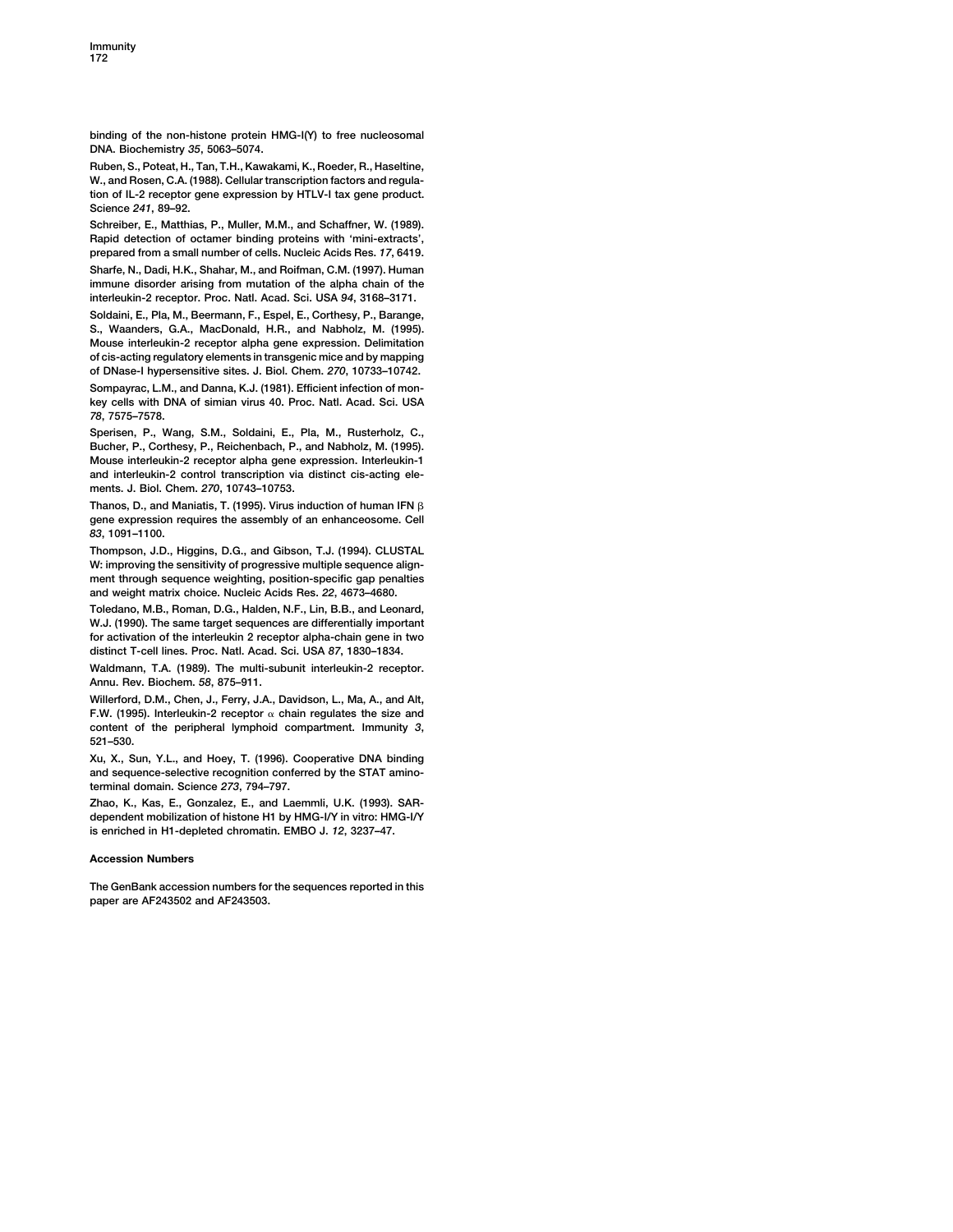binding of the non-histone protein HMG-I(Y) to free nucleosomal DNA. Biochemistry *35*, 5063–5074.

Ruben, S., Poteat, H., Tan, T.H., Kawakami, K., Roeder, R., Haseltine, W., and Rosen, C.A. (1988). Cellular transcription factors and regulation of IL-2 receptor gene expression by HTLV-I tax gene product. Science *241*, 89–92.

Schreiber, E., Matthias, P., Muller, M.M., and Schaffner, W. (1989). Rapid detection of octamer binding proteins with 'mini-extracts', prepared from a small number of cells. Nucleic Acids Res. *17*, 6419.

Sharfe, N., Dadi, H.K., Shahar, M., and Roifman, C.M. (1997). Human immune disorder arising from mutation of the alpha chain of the interleukin-2 receptor. Proc. Natl. Acad. Sci. USA *94*, 3168–3171.

Soldaini, E., Pla, M., Beermann, F., Espel, E., Corthesy, P., Barange, S., Waanders, G.A., MacDonald, H.R., and Nabholz, M. (1995). Mouse interleukin-2 receptor alpha gene expression. Delimitation of cis-acting regulatory elements in transgenic mice and by mapping of DNase-I hypersensitive sites. J. Biol. Chem. *270*, 10733–10742.

Sompayrac, L.M., and Danna, K.J. (1981). Efficient infection of monkey cells with DNA of simian virus 40. Proc. Natl. Acad. Sci. USA *78*, 7575–7578.

Sperisen, P., Wang, S.M., Soldaini, E., Pla, M., Rusterholz, C., Bucher, P., Corthesy, P., Reichenbach, P., and Nabholz, M. (1995). Mouse interleukin-2 receptor alpha gene expression. Interleukin-1 and interleukin-2 control transcription via distinct cis-acting elements. J. Biol. Chem. *270*, 10743–10753.

Thanos, D., and Maniatis, T. (1995). Virus induction of human IFN β gene expression requires the assembly of an enhanceosome. Cell *83*, 1091–1100.

Thompson, J.D., Higgins, D.G., and Gibson, T.J. (1994). CLUSTAL W: improving the sensitivity of progressive multiple sequence alignment through sequence weighting, position-specific gap penalties and weight matrix choice. Nucleic Acids Res. *22*, 4673–4680.

Toledano, M.B., Roman, D.G., Halden, N.F., Lin, B.B., and Leonard, W.J. (1990). The same target sequences are differentially important for activation of the interleukin 2 receptor alpha-chain gene in two distinct T-cell lines. Proc. Natl. Acad. Sci. USA *87*, 1830–1834.

Waldmann, T.A. (1989). The multi-subunit interleukin-2 receptor. Annu. Rev. Biochem. *58*, 875–911.

Willerford, D.M., Chen, J., Ferry, J.A., Davidson, L., Ma, A., and Alt, F.W. (1995). Interleukin-2 receptor α chain regulates the size and content of the peripheral lymphoid compartment. Immunity *3*, 521–530.

Xu, X., Sun, Y.L., and Hoey, T. (1996). Cooperative DNA binding and sequence-selective recognition conferred by the STAT amino-terminal domain. Science *273*, 794–797.

Zhao, K., Kas, E., Gonzalez, E., and Laemmli, U.K. (1993). SAR-dependent mobilization of histone H1 by HMG-I/Y in vitro: HMG-I/Y is enriched in H1-depleted chromatin. EMBO J. *12*, 3237–47.

### Accession Numbers

The GenBank accession numbers for the sequences reported in this paper are AF243502 and AF243503.